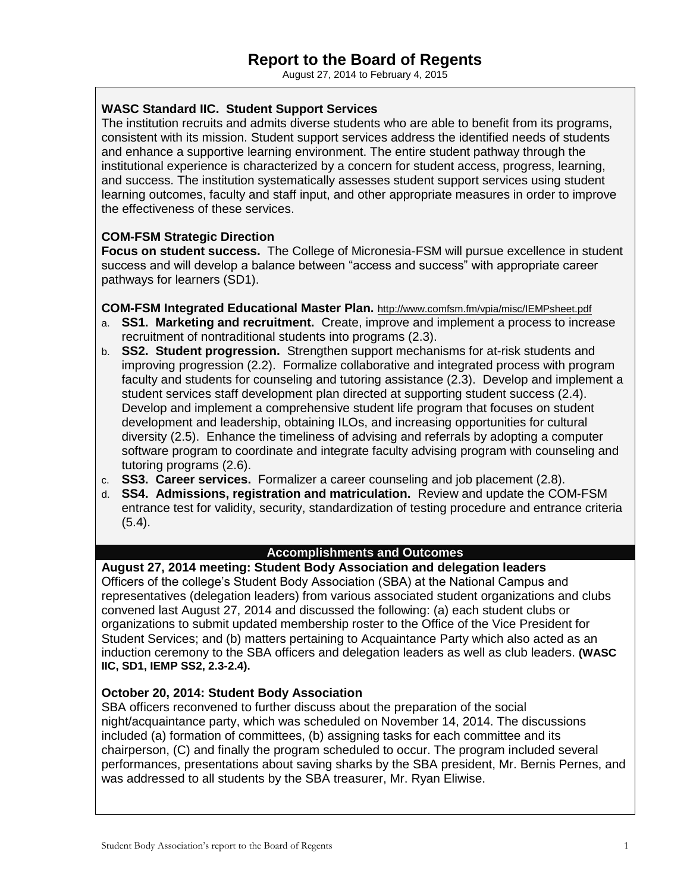# Report to the Board of Regents

August 27, 2014 to February 4, 2015

**WASC Standard IIC. Student Support Services**
The institution recruits and admits diverse students who are able to benefit from its programs, consistent with its mission. Student support services address the identified needs of students and enhance a supportive learning environment. The entire student pathway through the institutional experience is characterized by a concern for student access, progress, learning, and success. The institution systematically assesses student support services using student learning outcomes, faculty and staff input, and other appropriate measures in order to improve the effectiveness of these services.

**COM-FSM Strategic Direction**
**Focus on student success.** The College of Micronesia-FSM will pursue excellence in student success and will develop a balance between "access and success" with appropriate career pathways for learners (SD1).

**COM-FSM Integrated Educational Master Plan.** http://www.comfsm.fm/vpia/misc/IEMPsheet.pdf

a. **SS1. Marketing and recruitment.** Create, improve and implement a process to increase recruitment of nontraditional students into programs (2.3).
b. **SS2. Student progression.** Strengthen support mechanisms for at-risk students and improving progression (2.2). Formalize collaborative and integrated process with program faculty and students for counseling and tutoring assistance (2.3). Develop and implement a student services staff development plan directed at supporting student success (2.4). Develop and implement a comprehensive student life program that focuses on student development and leadership, obtaining ILOs, and increasing opportunities for cultural diversity (2.5). Enhance the timeliness of advising and referrals by adopting a computer software program to coordinate and integrate faculty advising program with counseling and tutoring programs (2.6).
c. **SS3. Career services.** Formalizer a career counseling and job placement (2.8).
d. **SS4. Admissions, registration and matriculation.** Review and update the COM-FSM entrance test for validity, security, standardization of testing procedure and entrance criteria (5.4).

## Accomplishments and Outcomes

**August 27, 2014 meeting: Student Body Association and delegation leaders**
Officers of the college's Student Body Association (SBA) at the National Campus and representatives (delegation leaders) from various associated student organizations and clubs convened last August 27, 2014 and discussed the following: (a) each student clubs or organizations to submit updated membership roster to the Office of the Vice President for Student Services; and (b) matters pertaining to Acquaintance Party which also acted as an induction ceremony to the SBA officers and delegation leaders as well as club leaders. **(WASC IIC, SD1, IEMP SS2, 2.3-2.4).**

**October 20, 2014: Student Body Association**
SBA officers reconvened to further discuss about the preparation of the social night/acquaintance party, which was scheduled on November 14, 2014. The discussions included (a) formation of committees, (b) assigning tasks for each committee and its chairperson, (C) and finally the program scheduled to occur. The program included several performances, presentations about saving sharks by the SBA president, Mr. Bernis Pernes, and was addressed to all students by the SBA treasurer, Mr. Ryan Eliwise.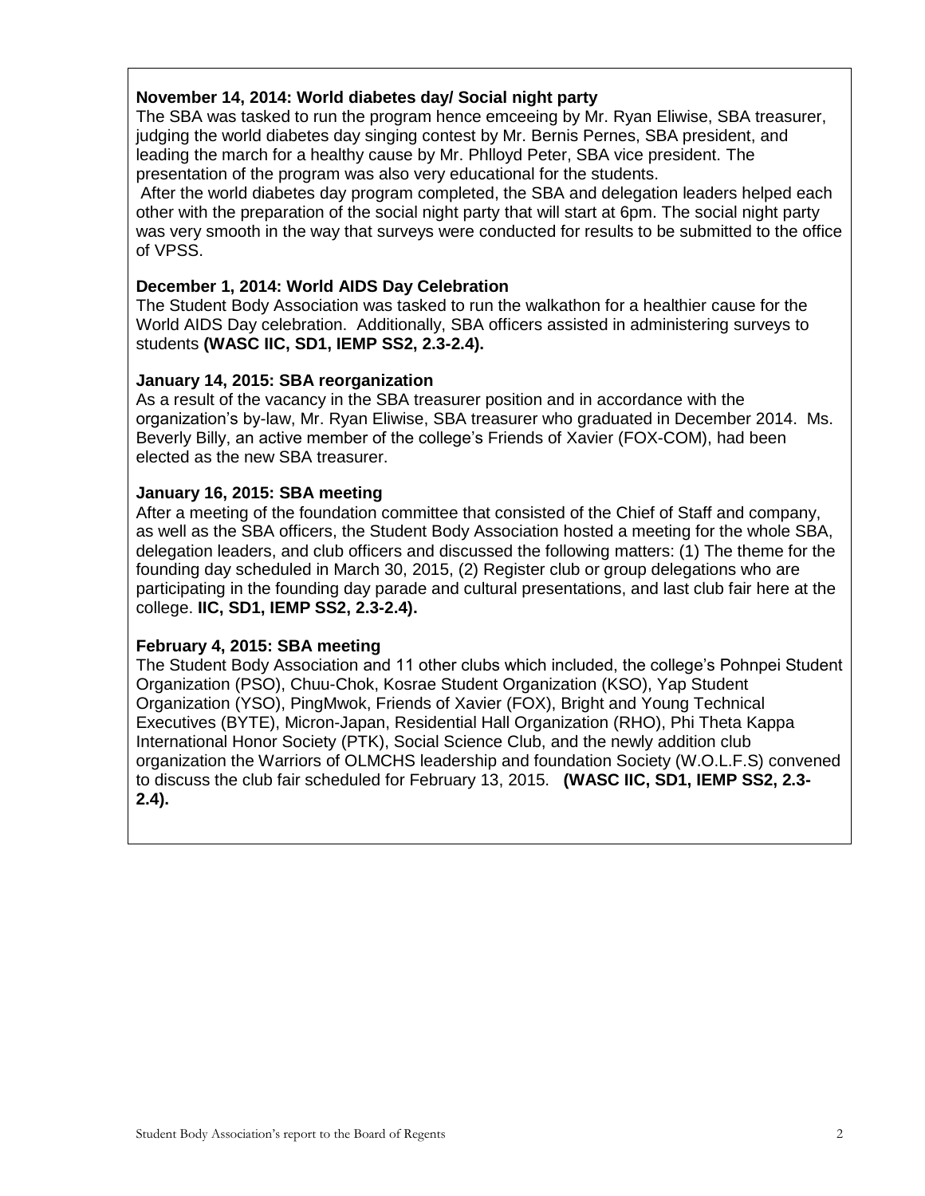**November 14, 2014: World diabetes day/ Social night party**

The SBA was tasked to run the program hence emceeing by Mr. Ryan Eliwise, SBA treasurer, judging the world diabetes day singing contest by Mr. Bernis Pernes, SBA president, and leading the march for a healthy cause by Mr. Phlloyd Peter, SBA vice president. The presentation of the program was also very educational for the students.

After the world diabetes day program completed, the SBA and delegation leaders helped each other with the preparation of the social night party that will start at 6pm. The social night party was very smooth in the way that surveys were conducted for results to be submitted to the office of VPSS.

**December 1, 2014: World AIDS Day Celebration**

The Student Body Association was tasked to run the walkathon for a healthier cause for the World AIDS Day celebration. Additionally, SBA officers assisted in administering surveys to students **(WASC IIC, SD1, IEMP SS2, 2.3-2.4).**

**January 14, 2015: SBA reorganization**

As a result of the vacancy in the SBA treasurer position and in accordance with the organization's by-law, Mr. Ryan Eliwise, SBA treasurer who graduated in December 2014. Ms. Beverly Billy, an active member of the college's Friends of Xavier (FOX-COM), had been elected as the new SBA treasurer.

**January 16, 2015: SBA meeting**

After a meeting of the foundation committee that consisted of the Chief of Staff and company, as well as the SBA officers, the Student Body Association hosted a meeting for the whole SBA, delegation leaders, and club officers and discussed the following matters: (1) The theme for the founding day scheduled in March 30, 2015, (2) Register club or group delegations who are participating in the founding day parade and cultural presentations, and last club fair here at the college. **IIC, SD1, IEMP SS2, 2.3-2.4).**

**February 4, 2015: SBA meeting**

The Student Body Association and 11 other clubs which included, the college's Pohnpei Student Organization (PSO), Chuu-Chok, Kosrae Student Organization (KSO), Yap Student Organization (YSO), PingMwok, Friends of Xavier (FOX), Bright and Young Technical Executives (BYTE), Micron-Japan, Residential Hall Organization (RHO), Phi Theta Kappa International Honor Society (PTK), Social Science Club, and the newly addition club organization the Warriors of OLMCHS leadership and foundation Society (W.O.L.F.S) convened to discuss the club fair scheduled for February 13, 2015. **(WASC IIC, SD1, IEMP SS2, 2.3-2.4).**